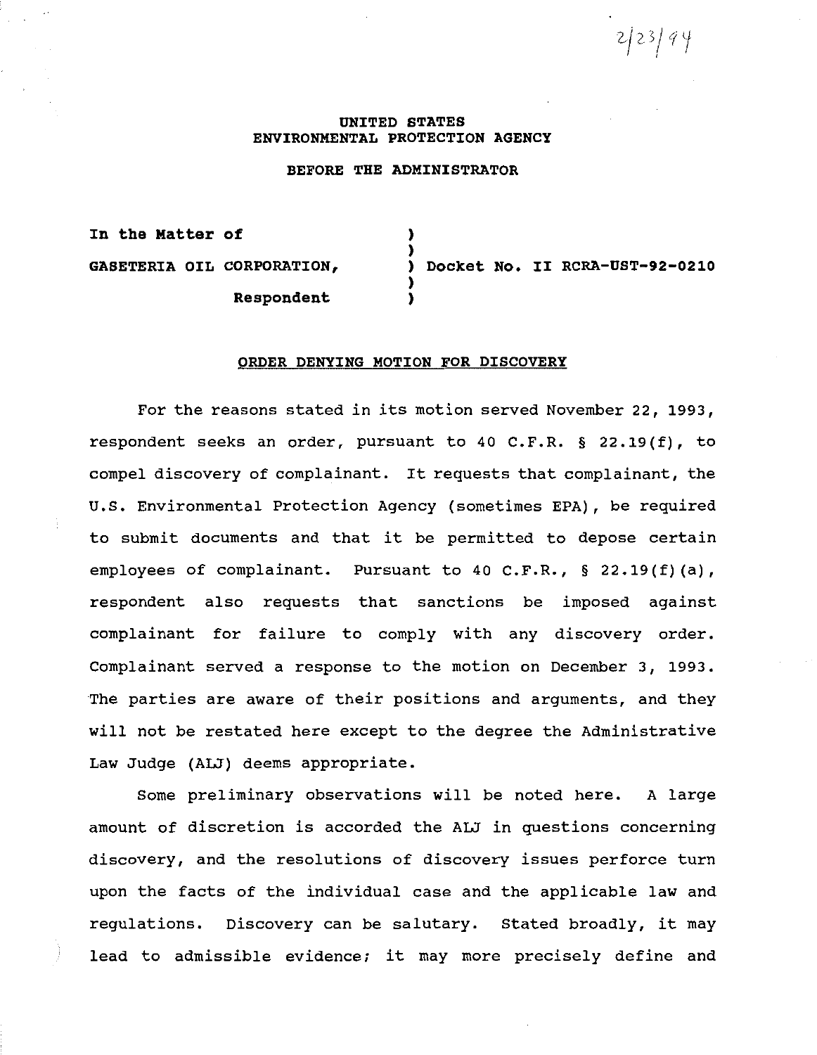2/23/94

**UNITED STATES**
**ENVIRONMENTAL PROTECTION AGENCY**

**BEFORE THE ADMINISTRATOR**

| | | |
|---|---|---|
| **In the Matter of** | ) | |
| | ) | |
| **GASETERIA OIL CORPORATION,** | ) | **Docket No. II RCRA-UST-92-0210** |
| | ) | |
| **Respondent** | ) | |

**ORDER DENYING MOTION FOR DISCOVERY**

For the reasons stated in its motion served November 22, 1993, respondent seeks an order, pursuant to 40 C.F.R. § 22.19(f), to compel discovery of complainant. It requests that complainant, the U.S. Environmental Protection Agency (sometimes EPA), be required to submit documents and that it be permitted to depose certain employees of complainant. Pursuant to 40 C.F.R., § 22.19(f)(a), respondent also requests that sanctions be imposed against complainant for failure to comply with any discovery order. Complainant served a response to the motion on December 3, 1993. The parties are aware of their positions and arguments, and they will not be restated here except to the degree the Administrative Law Judge (ALJ) deems appropriate.

Some preliminary observations will be noted here. A large amount of discretion is accorded the ALJ in questions concerning discovery, and the resolutions of discovery issues perforce turn upon the facts of the individual case and the applicable law and regulations. Discovery can be salutary. Stated broadly, it may lead to admissible evidence; it may more precisely define and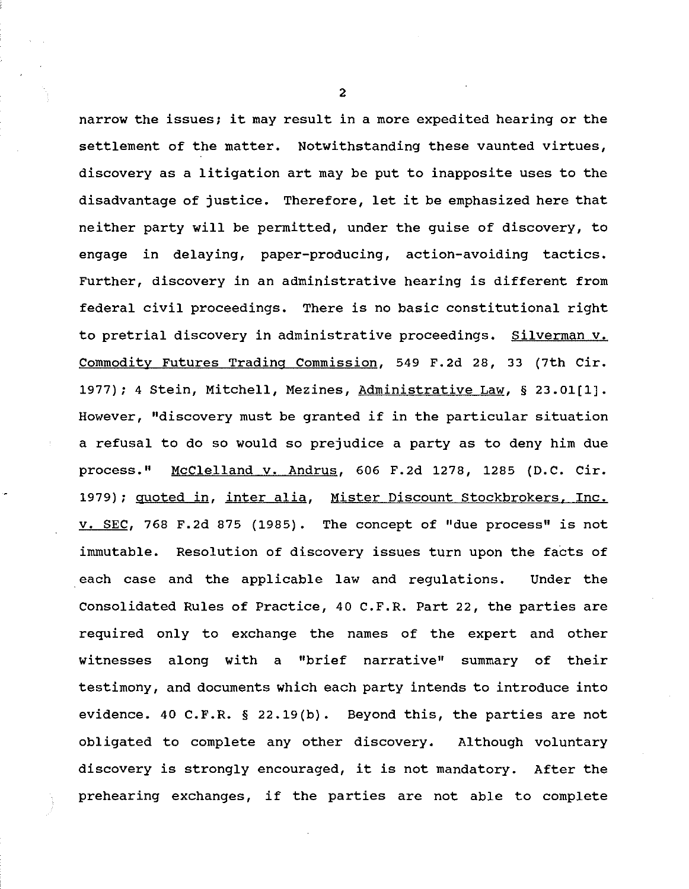narrow the issues; it may result in a more expedited hearing or the settlement of the matter. Notwithstanding these vaunted virtues, discovery as a litigation art may be put to inapposite uses to the disadvantage of justice. Therefore, let it be emphasized here that neither party will be permitted, under the guise of discovery, to engage in delaying, paper-producing, action-avoiding tactics. Further, discovery in an administrative hearing is different from federal civil proceedings. There is no basic constitutional right to pretrial discovery in administrative proceedings. Silverman v. Commodity Futures Trading Commission, 549 F.2d 28, 33 (7th Cir. 1977); 4 Stein, Mitchell, Mezines, Administrative Law, § 23.01[1]. However, "discovery must be granted if in the particular situation a refusal to do so would so prejudice a party as to deny him due process." McClelland v. Andrus, 606 F.2d 1278, 1285 (D.C. Cir. 1979); quoted in, inter alia, Mister Discount Stockbrokers, Inc. v. SEC, 768 F.2d 875 (1985). The concept of "due process" is not immutable. Resolution of discovery issues turn upon the facts of each case and the applicable law and regulations. Under the Consolidated Rules of Practice, 40 C.F.R. Part 22, the parties are required only to exchange the names of the expert and other witnesses along with a "brief narrative" summary of their testimony, and documents which each party intends to introduce into evidence. 40 C.F.R. § 22.19(b). Beyond this, the parties are not obligated to complete any other discovery. Although voluntary discovery is strongly encouraged, it is not mandatory. After the prehearing exchanges, if the parties are not able to complete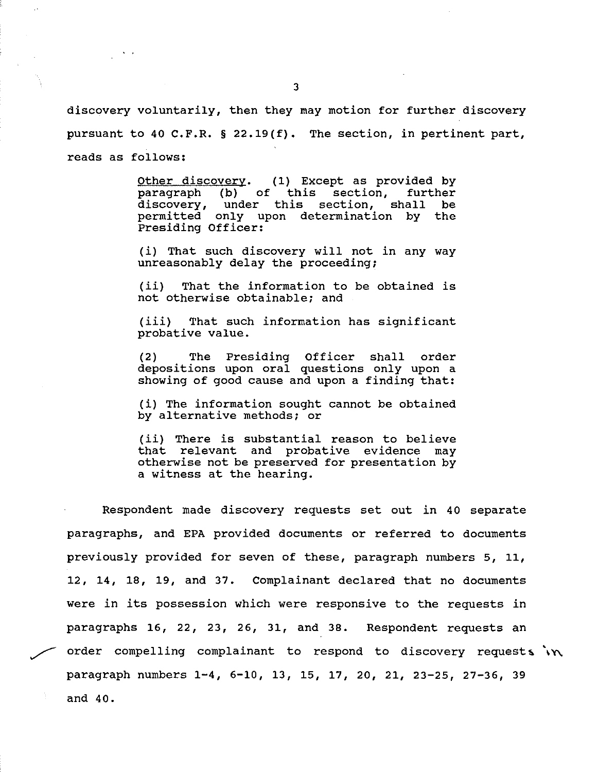discovery voluntarily, then they may motion for further discovery pursuant to 40 C.F.R. § 22.19(f). The section, in pertinent part, reads as follows:

> Other discovery. (1) Except as provided by paragraph (b) of this section, further discovery, under this section, shall be permitted only upon determination by the Presiding Officer:
>
> (i) That such discovery will not in any way unreasonably delay the proceeding;
>
> (ii) That the information to be obtained is not otherwise obtainable; and
>
> (iii) That such information has significant probative value.
>
> (2) The Presiding Officer shall order depositions upon oral questions only upon a showing of good cause and upon a finding that:
>
> (i) The information sought cannot be obtained by alternative methods; or
>
> (ii) There is substantial reason to believe that relevant and probative evidence may otherwise not be preserved for presentation by a witness at the hearing.

Respondent made discovery requests set out in 40 separate paragraphs, and EPA provided documents or referred to documents previously provided for seven of these, paragraph numbers 5, 11, 12, 14, 18, 19, and 37. Complainant declared that no documents were in its possession which were responsive to the requests in paragraphs 16, 22, 23, 26, 31, and 38. Respondent requests an order compelling complainant to respond to discovery requests in paragraph numbers 1-4, 6-10, 13, 15, 17, 20, 21, 23-25, 27-36, 39 and 40.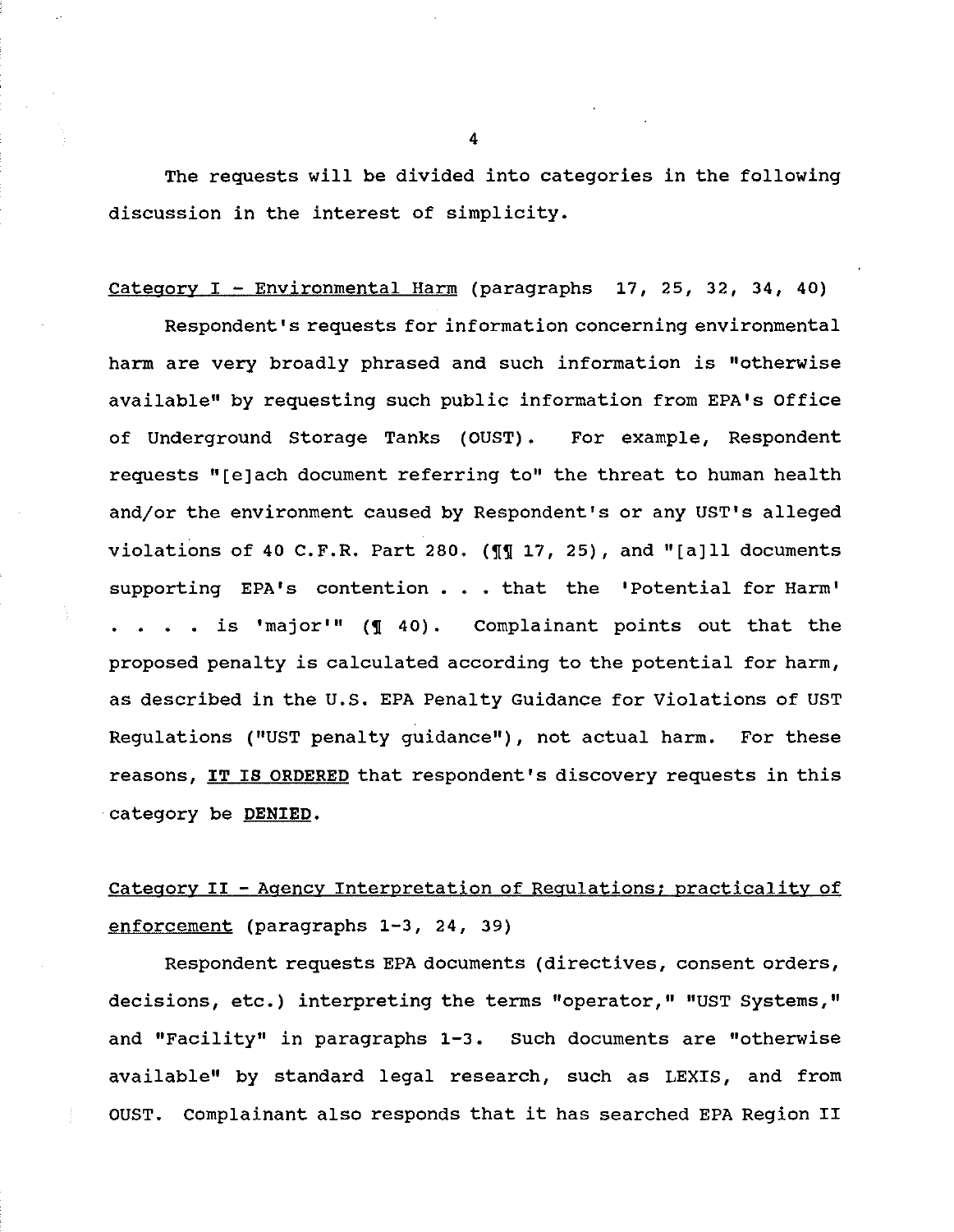The requests will be divided into categories in the following discussion in the interest of simplicity.

<u>Category I - Environmental Harm</u> (paragraphs 17, 25, 32, 34, 40)

Respondent's requests for information concerning environmental harm are very broadly phrased and such information is "otherwise available" by requesting such public information from EPA's Office of Underground Storage Tanks (OUST). For example, Respondent requests "[e]ach document referring to" the threat to human health and/or the environment caused by Respondent's or any UST's alleged violations of 40 C.F.R. Part 280. (¶¶ 17, 25), and "[a]ll documents supporting EPA's contention . . . that the 'Potential for Harm' . . . . is 'major'" (¶ 40). Complainant points out that the proposed penalty is calculated according to the potential for harm, as described in the U.S. EPA Penalty Guidance for Violations of UST Regulations ("UST penalty guidance"), not actual harm. For these reasons, **<u>IT IS ORDERED</u>** that respondent's discovery requests in this category be **<u>DENIED</u>**.

<u>Category II - Agency Interpretation of Regulations; practicality of enforcement</u> (paragraphs 1-3, 24, 39)

Respondent requests EPA documents (directives, consent orders, decisions, etc.) interpreting the terms "operator," "UST Systems," and "Facility" in paragraphs 1-3. Such documents are "otherwise available" by standard legal research, such as LEXIS, and from OUST. Complainant also responds that it has searched EPA Region II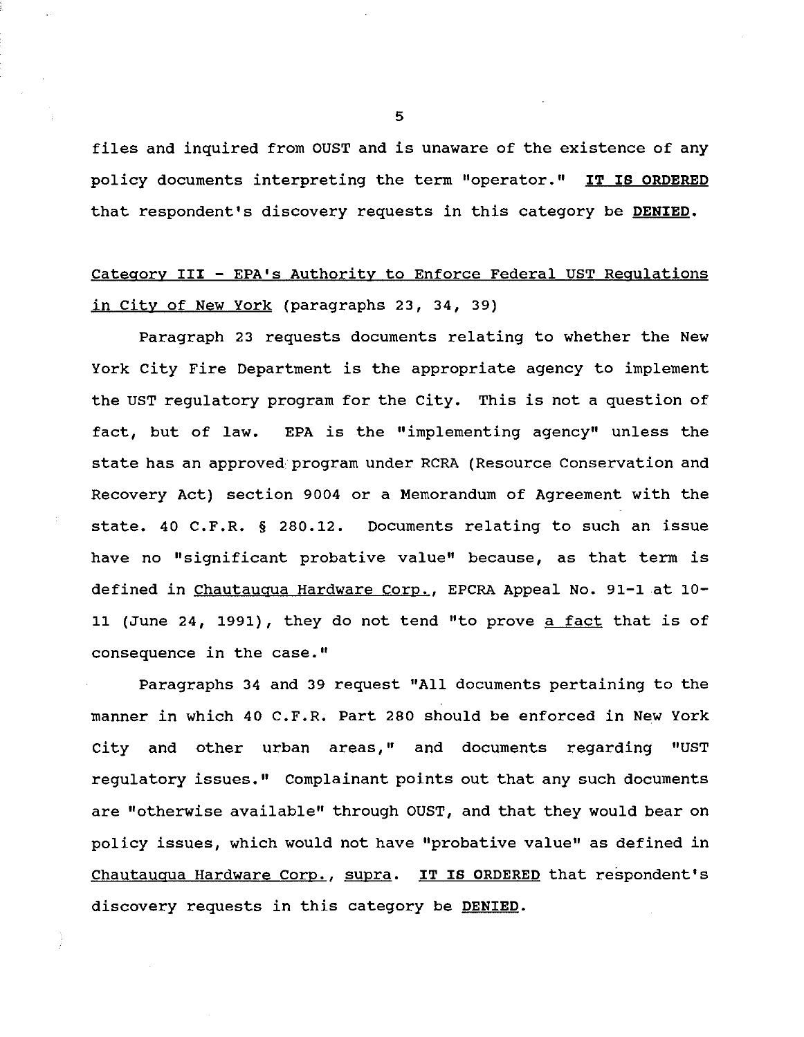files and inquired from OUST and is unaware of the existence of any policy documents interpreting the term "operator." **IT IS ORDERED** that respondent's discovery requests in this category be **DENIED**.

Category III - EPA's Authority to Enforce Federal UST Regulations in City of New York (paragraphs 23, 34, 39)

Paragraph 23 requests documents relating to whether the New York City Fire Department is the appropriate agency to implement the UST regulatory program for the City. This is not a question of fact, but of law. EPA is the "implementing agency" unless the state has an approved program under RCRA (Resource Conservation and Recovery Act) section 9004 or a Memorandum of Agreement with the state. 40 C.F.R. § 280.12. Documents relating to such an issue have no "significant probative value" because, as that term is defined in Chautauqua Hardware Corp., EPCRA Appeal No. 91-1 at 10-11 (June 24, 1991), they do not tend "to prove a fact that is of consequence in the case."

Paragraphs 34 and 39 request "All documents pertaining to the manner in which 40 C.F.R. Part 280 should be enforced in New York City and other urban areas," and documents regarding "UST regulatory issues." Complainant points out that any such documents are "otherwise available" through OUST, and that they would bear on policy issues, which would not have "probative value" as defined in Chautauqua Hardware Corp., supra. **IT IS ORDERED** that respondent's discovery requests in this category be **DENIED**.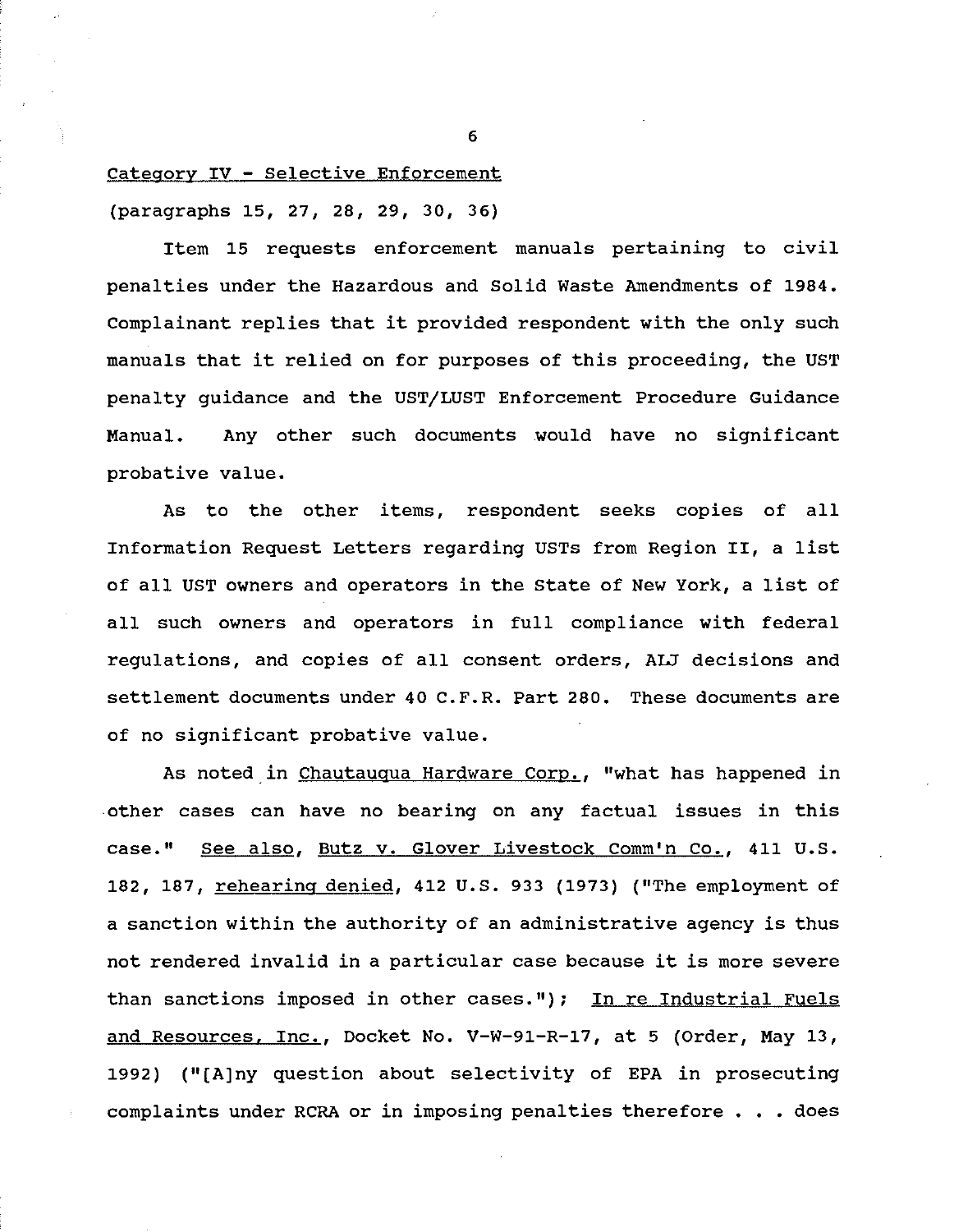Category IV - Selective Enforcement

(paragraphs 15, 27, 28, 29, 30, 36)

Item 15 requests enforcement manuals pertaining to civil penalties under the Hazardous and Solid Waste Amendments of 1984. Complainant replies that it provided respondent with the only such manuals that it relied on for purposes of this proceeding, the UST penalty guidance and the UST/LUST Enforcement Procedure Guidance Manual. Any other such documents would have no significant probative value.

As to the other items, respondent seeks copies of all Information Request Letters regarding USTs from Region II, a list of all UST owners and operators in the State of New York, a list of all such owners and operators in full compliance with federal regulations, and copies of all consent orders, ALJ decisions and settlement documents under 40 C.F.R. Part 280. These documents are of no significant probative value.

As noted in Chautauqua Hardware Corp., "what has happened in other cases can have no bearing on any factual issues in this case." See also, Butz v. Glover Livestock Comm'n Co., 411 U.S. 182, 187, rehearing denied, 412 U.S. 933 (1973) ("The employment of a sanction within the authority of an administrative agency is thus not rendered invalid in a particular case because it is more severe than sanctions imposed in other cases."); In re Industrial Fuels and Resources, Inc., Docket No. V-W-91-R-17, at 5 (Order, May 13, 1992) ("[A]ny question about selectivity of EPA in prosecuting complaints under RCRA or in imposing penalties therefore . . . does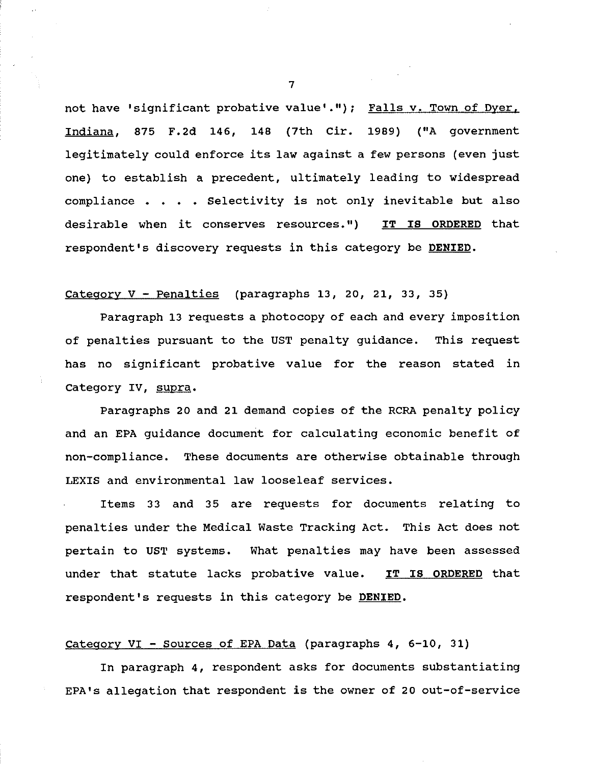not have 'significant probative value'."); Falls v. Town of Dyer, Indiana, 875 F.2d 146, 148 (7th Cir. 1989) ("A government legitimately could enforce its law against a few persons (even just one) to establish a precedent, ultimately leading to widespread compliance . . . . Selectivity is not only inevitable but also desirable when it conserves resources.") **IT IS ORDERED** that respondent's discovery requests in this category be **DENIED**.

Category V - Penalties (paragraphs 13, 20, 21, 33, 35)

Paragraph 13 requests a photocopy of each and every imposition of penalties pursuant to the UST penalty guidance. This request has no significant probative value for the reason stated in Category IV, supra.

Paragraphs 20 and 21 demand copies of the RCRA penalty policy and an EPA guidance document for calculating economic benefit of non-compliance. These documents are otherwise obtainable through LEXIS and environmental law looseleaf services.

Items 33 and 35 are requests for documents relating to penalties under the Medical Waste Tracking Act. This Act does not pertain to UST systems. What penalties may have been assessed under that statute lacks probative value. **IT IS ORDERED** that respondent's requests in this category be **DENIED**.

Category VI - Sources of EPA Data (paragraphs 4, 6-10, 31)

In paragraph 4, respondent asks for documents substantiating EPA's allegation that respondent is the owner of 20 out-of-service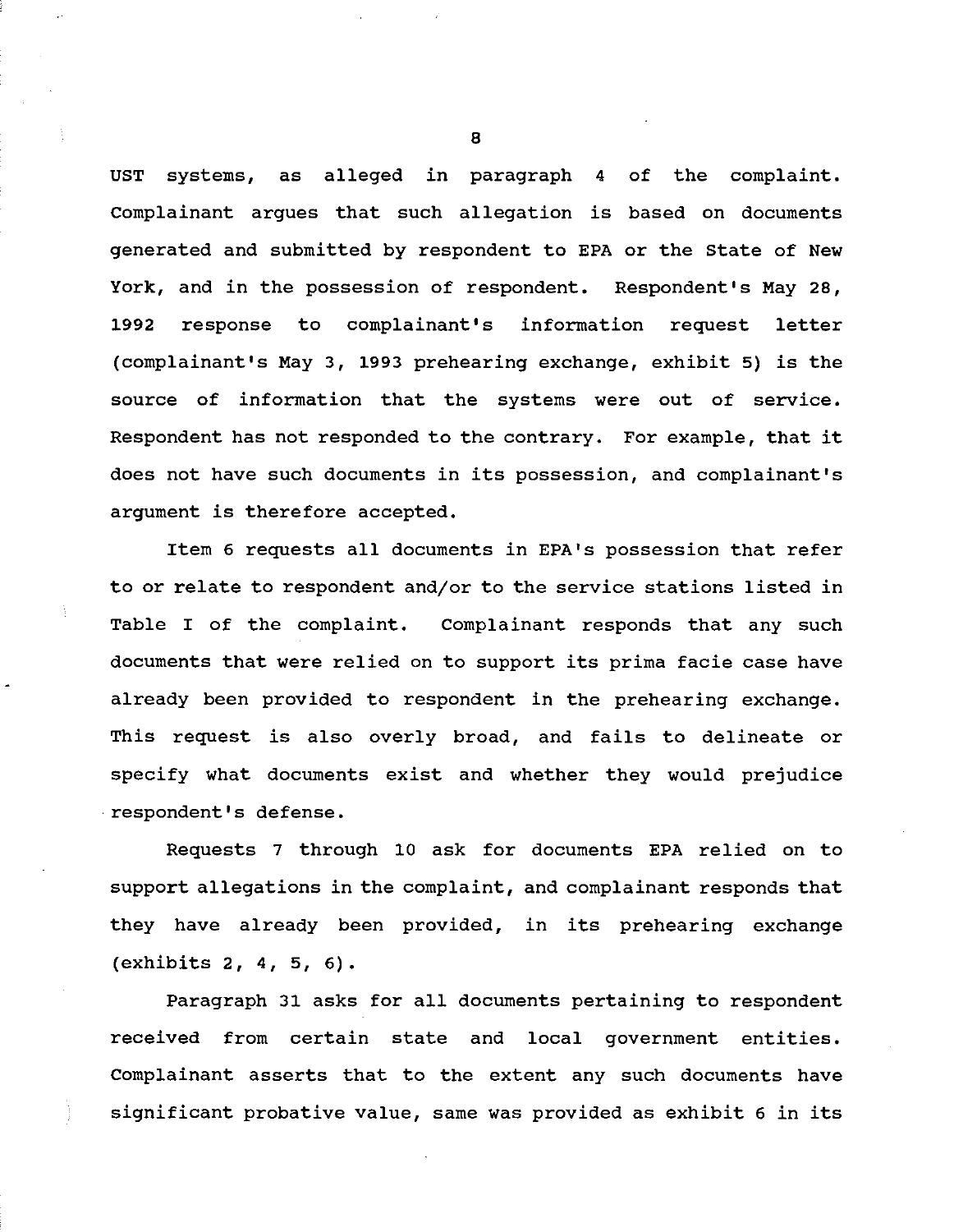UST systems, as alleged in paragraph 4 of the complaint. Complainant argues that such allegation is based on documents generated and submitted by respondent to EPA or the State of New York, and in the possession of respondent. Respondent's May 28, 1992 response to complainant's information request letter (complainant's May 3, 1993 prehearing exchange, exhibit 5) is the source of information that the systems were out of service. Respondent has not responded to the contrary. For example, that it does not have such documents in its possession, and complainant's argument is therefore accepted.

Item 6 requests all documents in EPA's possession that refer to or relate to respondent and/or to the service stations listed in Table I of the complaint. Complainant responds that any such documents that were relied on to support its prima facie case have already been provided to respondent in the prehearing exchange. This request is also overly broad, and fails to delineate or specify what documents exist and whether they would prejudice respondent's defense.

Requests 7 through 10 ask for documents EPA relied on to support allegations in the complaint, and complainant responds that they have already been provided, in its prehearing exchange (exhibits 2, 4, 5, 6).

Paragraph 31 asks for all documents pertaining to respondent received from certain state and local government entities. Complainant asserts that to the extent any such documents have significant probative value, same was provided as exhibit 6 in its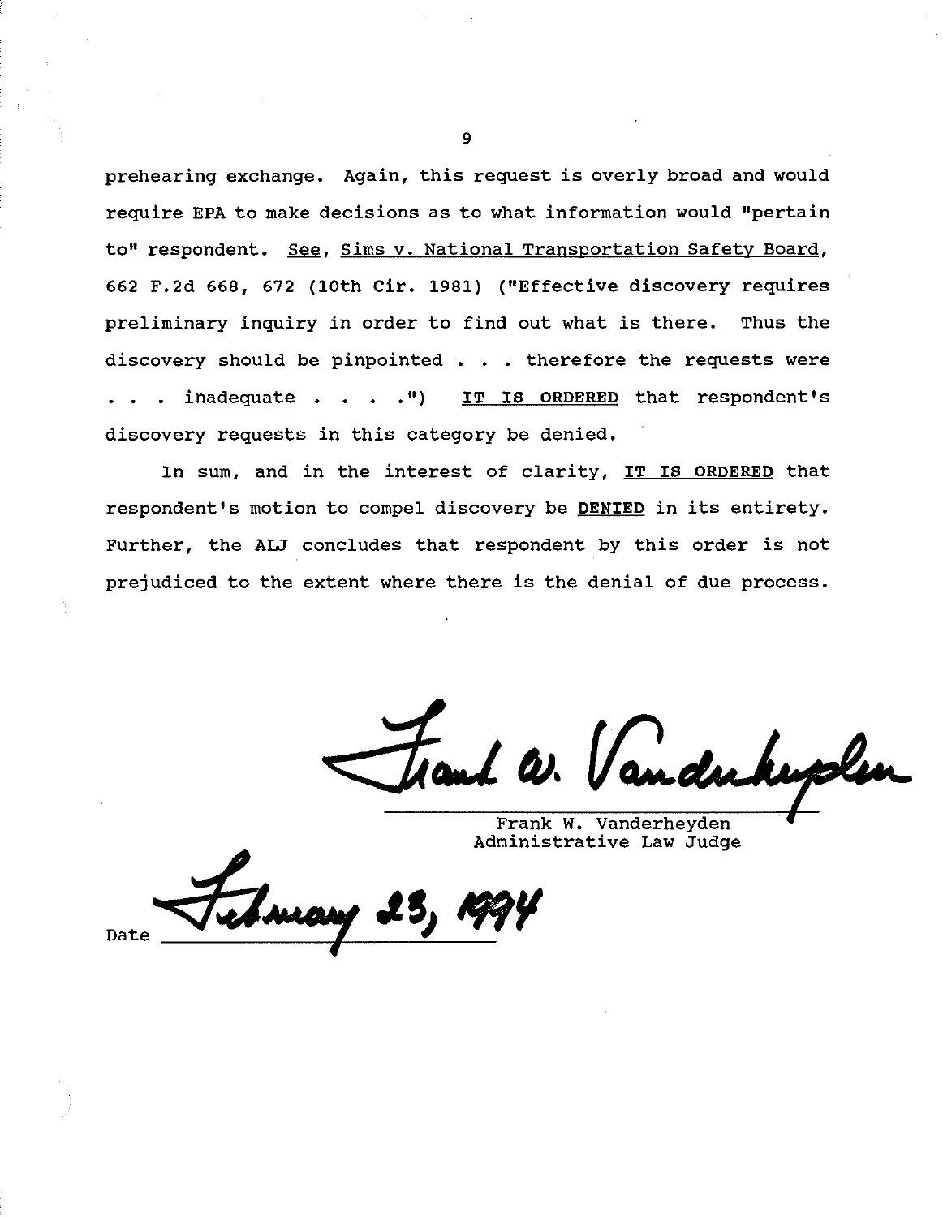prehearing exchange. Again, this request is overly broad and would require EPA to make decisions as to what information would "pertain to" respondent. See, Sims v. National Transportation Safety Board, 662 F.2d 668, 672 (10th Cir. 1981) ("Effective discovery requires preliminary inquiry in order to find out what is there. Thus the discovery should be pinpointed . . . therefore the requests were . . . inadequate . . . .") **IT IS ORDERED** that respondent's discovery requests in this category be denied.

In sum, and in the interest of clarity, **IT IS ORDERED** that respondent's motion to compel discovery be **DENIED** in its entirety. Further, the ALJ concludes that respondent by this order is not prejudiced to the extent where there is the denial of due process.

Frank W. Vanderheyden
Administrative Law Judge

Date February 23, 1994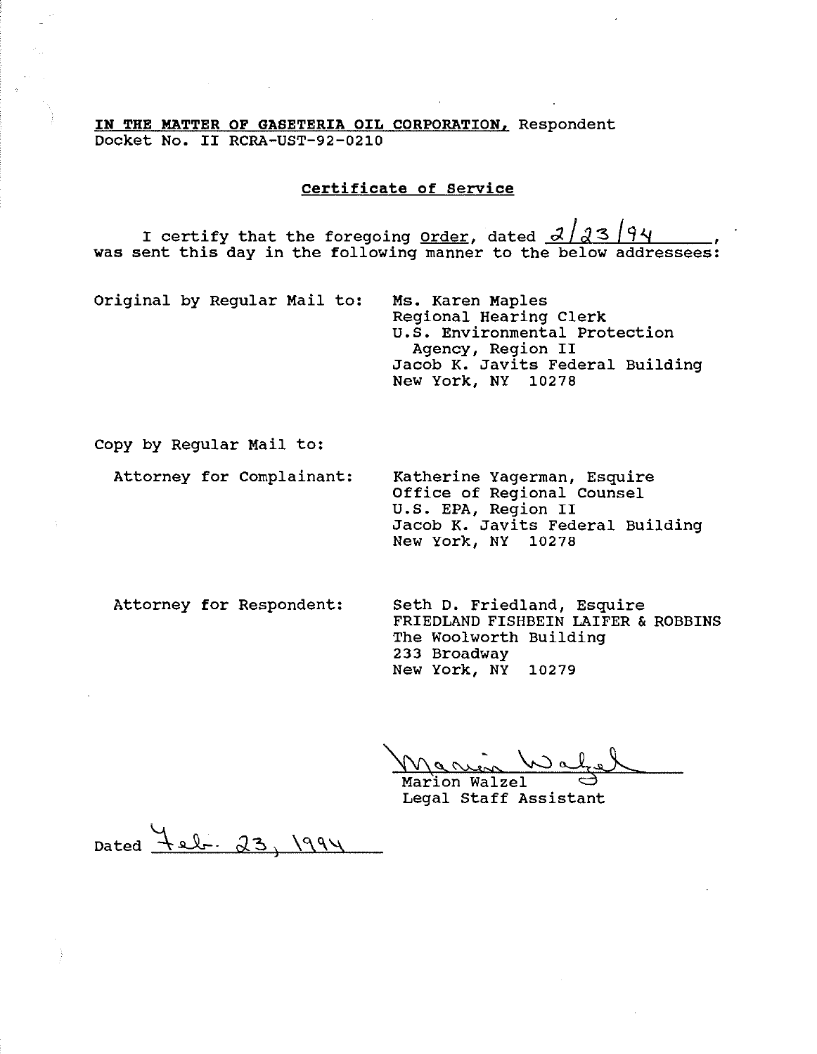**IN THE MATTER OF GASETERIA OIL CORPORATION,** Respondent
Docket No. II RCRA-UST-92-0210

## Certificate of Service

I certify that the foregoing Order, dated 2/23/94, was sent this day in the following manner to the below addressees:

Original by Regular Mail to:

Ms. Karen Maples
Regional Hearing Clerk
U.S. Environmental Protection Agency, Region II
Jacob K. Javits Federal Building
New York, NY 10278

Copy by Regular Mail to:

Attorney for Complainant:

Katherine Yagerman, Esquire
Office of Regional Counsel
U.S. EPA, Region II
Jacob K. Javits Federal Building
New York, NY 10278

Attorney for Respondent:

Seth D. Friedland, Esquire
FRIEDLAND FISHBEIN LAIFER & ROBBINS
The Woolworth Building
233 Broadway
New York, NY 10279

Marion Walzel
Legal Staff Assistant

Dated Feb. 23, 1994